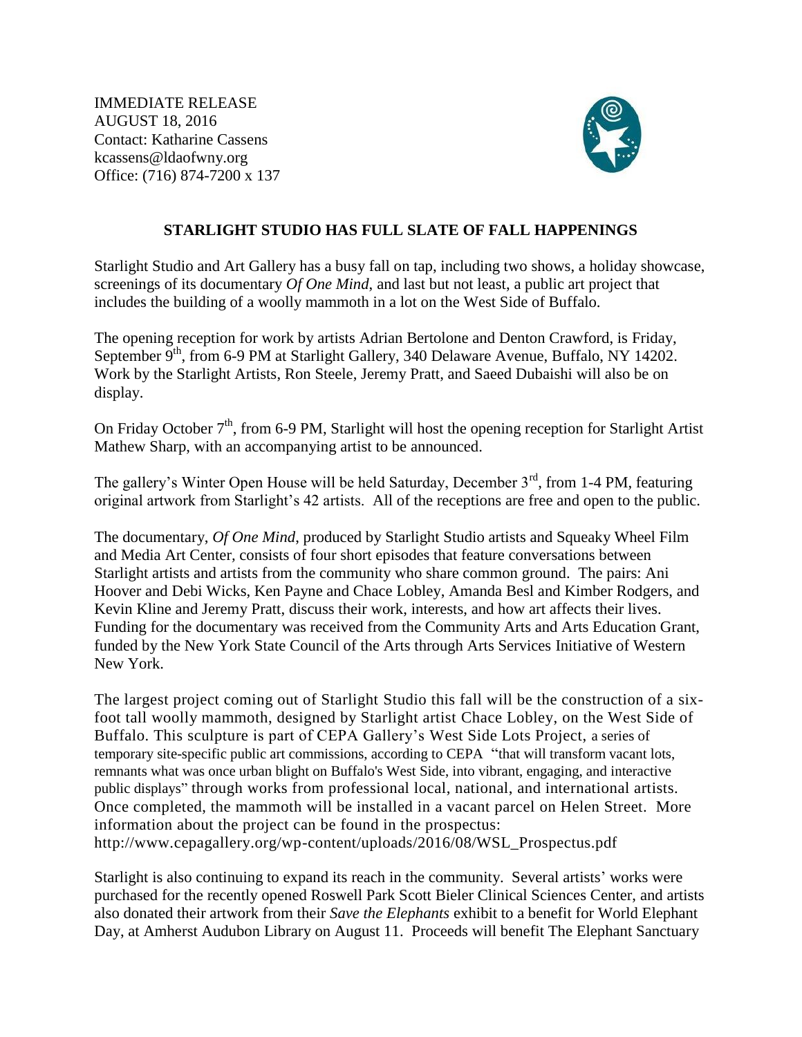IMMEDIATE RELEASE
AUGUST 18, 2016
Contact: Katharine Cassens
kcassens@ldaofwny.org
Office: (716) 874-7200 x 137

**STARLIGHT STUDIO HAS FULL SLATE OF FALL HAPPENINGS**

Starlight Studio and Art Gallery has a busy fall on tap, including two shows, a holiday showcase, screenings of its documentary *Of One Mind*, and last but not least, a public art project that includes the building of a woolly mammoth in a lot on the West Side of Buffalo.

The opening reception for work by artists Adrian Bertolone and Denton Crawford, is Friday, September 9th, from 6-9 PM at Starlight Gallery, 340 Delaware Avenue, Buffalo, NY 14202. Work by the Starlight Artists, Ron Steele, Jeremy Pratt, and Saeed Dubaishi will also be on display.

On Friday October 7th, from 6-9 PM, Starlight will host the opening reception for Starlight Artist Mathew Sharp, with an accompanying artist to be announced.

The gallery's Winter Open House will be held Saturday, December 3rd, from 1-4 PM, featuring original artwork from Starlight's 42 artists. All of the receptions are free and open to the public.

The documentary, *Of One Mind*, produced by Starlight Studio artists and Squeaky Wheel Film and Media Art Center, consists of four short episodes that feature conversations between Starlight artists and artists from the community who share common ground. The pairs: Ani Hoover and Debi Wicks, Ken Payne and Chace Lobley, Amanda Besl and Kimber Rodgers, and Kevin Kline and Jeremy Pratt, discuss their work, interests, and how art affects their lives. Funding for the documentary was received from the Community Arts and Arts Education Grant, funded by the New York State Council of the Arts through Arts Services Initiative of Western New York.

The largest project coming out of Starlight Studio this fall will be the construction of a six-foot tall woolly mammoth, designed by Starlight artist Chace Lobley, on the West Side of Buffalo. This sculpture is part of CEPA Gallery's West Side Lots Project, a series of temporary site-specific public art commissions, according to CEPA "that will transform vacant lots, remnants what was once urban blight on Buffalo's West Side, into vibrant, engaging, and interactive public displays" through works from professional local, national, and international artists. Once completed, the mammoth will be installed in a vacant parcel on Helen Street. More information about the project can be found in the prospectus: http://www.cepagallery.org/wp-content/uploads/2016/08/WSL_Prospectus.pdf

Starlight is also continuing to expand its reach in the community. Several artists' works were purchased for the recently opened Roswell Park Scott Bieler Clinical Sciences Center, and artists also donated their artwork from their *Save the Elephants* exhibit to a benefit for World Elephant Day, at Amherst Audubon Library on August 11. Proceeds will benefit The Elephant Sanctuary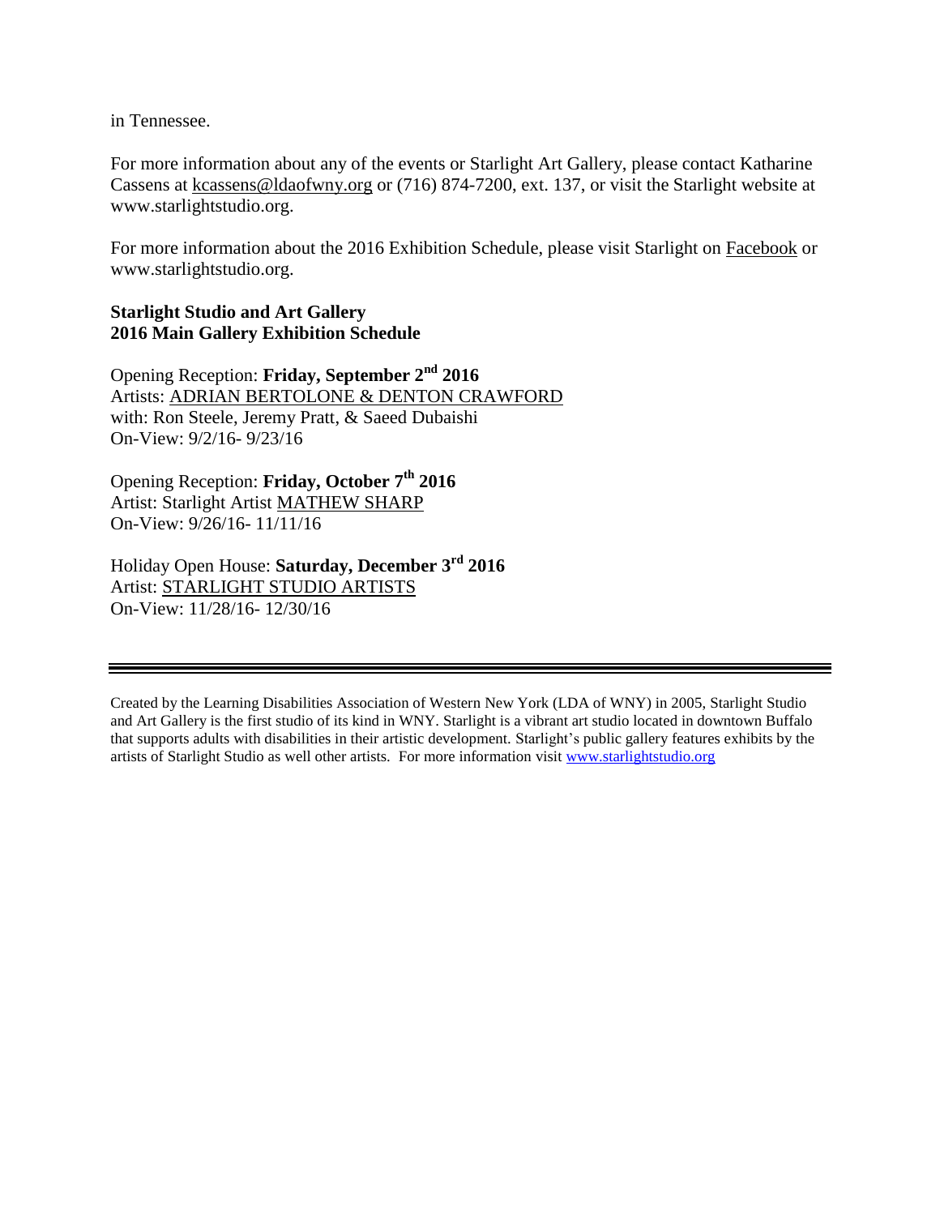in Tennessee.

For more information about any of the events or Starlight Art Gallery, please contact Katharine Cassens at kcassens@ldaofwny.org or (716) 874-7200, ext. 137, or visit the Starlight website at www.starlightstudio.org.

For more information about the 2016 Exhibition Schedule, please visit Starlight on Facebook or www.starlightstudio.org.

**Starlight Studio and Art Gallery**
**2016 Main Gallery Exhibition Schedule**

Opening Reception: **Friday, September 2nd 2016**
Artists: ADRIAN BERTOLONE & DENTON CRAWFORD
with: Ron Steele, Jeremy Pratt, & Saeed Dubaishi
On-View: 9/2/16- 9/23/16

Opening Reception: **Friday, October 7th 2016**
Artist: Starlight Artist MATHEW SHARP
On-View: 9/26/16- 11/11/16

Holiday Open House: **Saturday, December 3rd 2016**
Artist: STARLIGHT STUDIO ARTISTS
On-View: 11/28/16- 12/30/16

---

Created by the Learning Disabilities Association of Western New York (LDA of WNY) in 2005, Starlight Studio and Art Gallery is the first studio of its kind in WNY. Starlight is a vibrant art studio located in downtown Buffalo that supports adults with disabilities in their artistic development. Starlight's public gallery features exhibits by the artists of Starlight Studio as well other artists. For more information visit www.starlightstudio.org